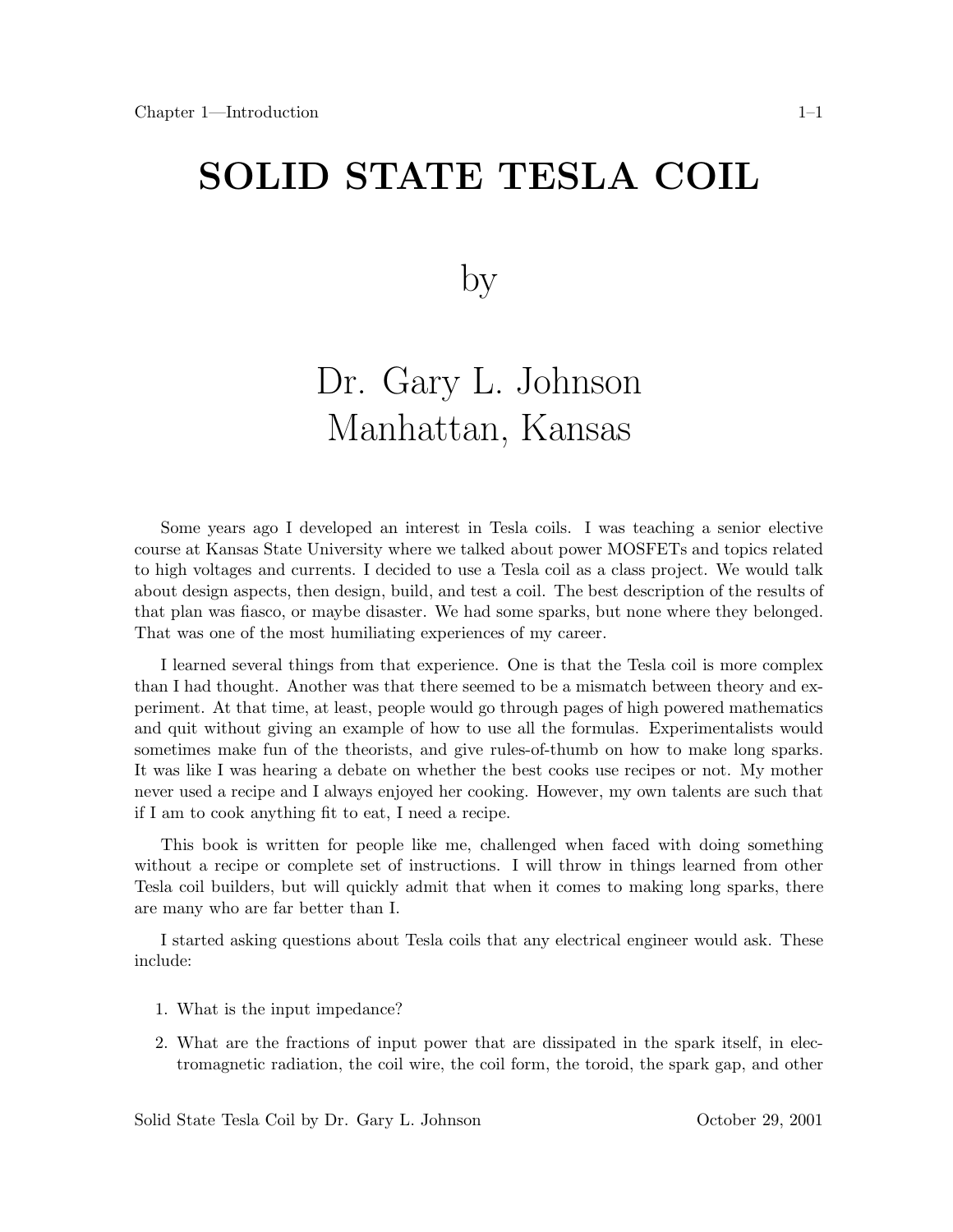# SOLID STATE TESLA COIL

by

Dr. Gary L. Johnson
Manhattan, Kansas

Some years ago I developed an interest in Tesla coils. I was teaching a senior elective course at Kansas State University where we talked about power MOSFETs and topics related to high voltages and currents. I decided to use a Tesla coil as a class project. We would talk about design aspects, then design, build, and test a coil. The best description of the results of that plan was fiasco, or maybe disaster. We had some sparks, but none where they belonged. That was one of the most humiliating experiences of my career.

I learned several things from that experience. One is that the Tesla coil is more complex than I had thought. Another was that there seemed to be a mismatch between theory and experiment. At that time, at least, people would go through pages of high powered mathematics and quit without giving an example of how to use all the formulas. Experimentalists would sometimes make fun of the theorists, and give rules-of-thumb on how to make long sparks. It was like I was hearing a debate on whether the best cooks use recipes or not. My mother never used a recipe and I always enjoyed her cooking. However, my own talents are such that if I am to cook anything fit to eat, I need a recipe.

This book is written for people like me, challenged when faced with doing something without a recipe or complete set of instructions. I will throw in things learned from other Tesla coil builders, but will quickly admit that when it comes to making long sparks, there are many who are far better than I.

I started asking questions about Tesla coils that any electrical engineer would ask. These include:

1. What is the input impedance?
2. What are the fractions of input power that are dissipated in the spark itself, in electromagnetic radiation, the coil wire, the coil form, the toroid, the spark gap, and other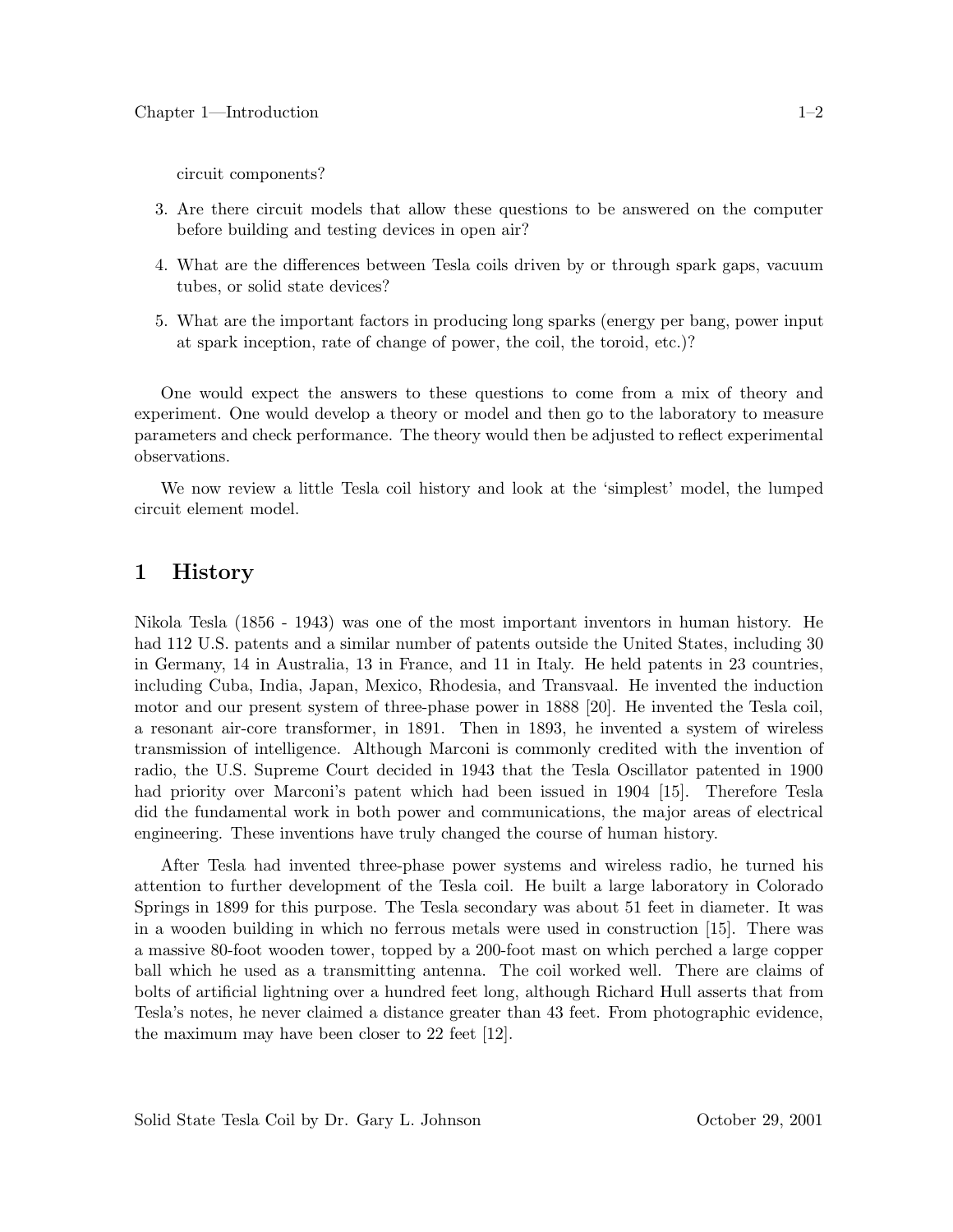circuit components?

3. Are there circuit models that allow these questions to be answered on the computer before building and testing devices in open air?
4. What are the differences between Tesla coils driven by or through spark gaps, vacuum tubes, or solid state devices?
5. What are the important factors in producing long sparks (energy per bang, power input at spark inception, rate of change of power, the coil, the toroid, etc.)?

One would expect the answers to these questions to come from a mix of theory and experiment. One would develop a theory or model and then go to the laboratory to measure parameters and check performance. The theory would then be adjusted to reflect experimental observations.

We now review a little Tesla coil history and look at the 'simplest' model, the lumped circuit element model.

## 1 History

Nikola Tesla (1856 - 1943) was one of the most important inventors in human history. He had 112 U.S. patents and a similar number of patents outside the United States, including 30 in Germany, 14 in Australia, 13 in France, and 11 in Italy. He held patents in 23 countries, including Cuba, India, Japan, Mexico, Rhodesia, and Transvaal. He invented the induction motor and our present system of three-phase power in 1888 [20]. He invented the Tesla coil, a resonant air-core transformer, in 1891. Then in 1893, he invented a system of wireless transmission of intelligence. Although Marconi is commonly credited with the invention of radio, the U.S. Supreme Court decided in 1943 that the Tesla Oscillator patented in 1900 had priority over Marconi's patent which had been issued in 1904 [15]. Therefore Tesla did the fundamental work in both power and communications, the major areas of electrical engineering. These inventions have truly changed the course of human history.

After Tesla had invented three-phase power systems and wireless radio, he turned his attention to further development of the Tesla coil. He built a large laboratory in Colorado Springs in 1899 for this purpose. The Tesla secondary was about 51 feet in diameter. It was in a wooden building in which no ferrous metals were used in construction [15]. There was a massive 80-foot wooden tower, topped by a 200-foot mast on which perched a large copper ball which he used as a transmitting antenna. The coil worked well. There are claims of bolts of artificial lightning over a hundred feet long, although Richard Hull asserts that from Tesla's notes, he never claimed a distance greater than 43 feet. From photographic evidence, the maximum may have been closer to 22 feet [12].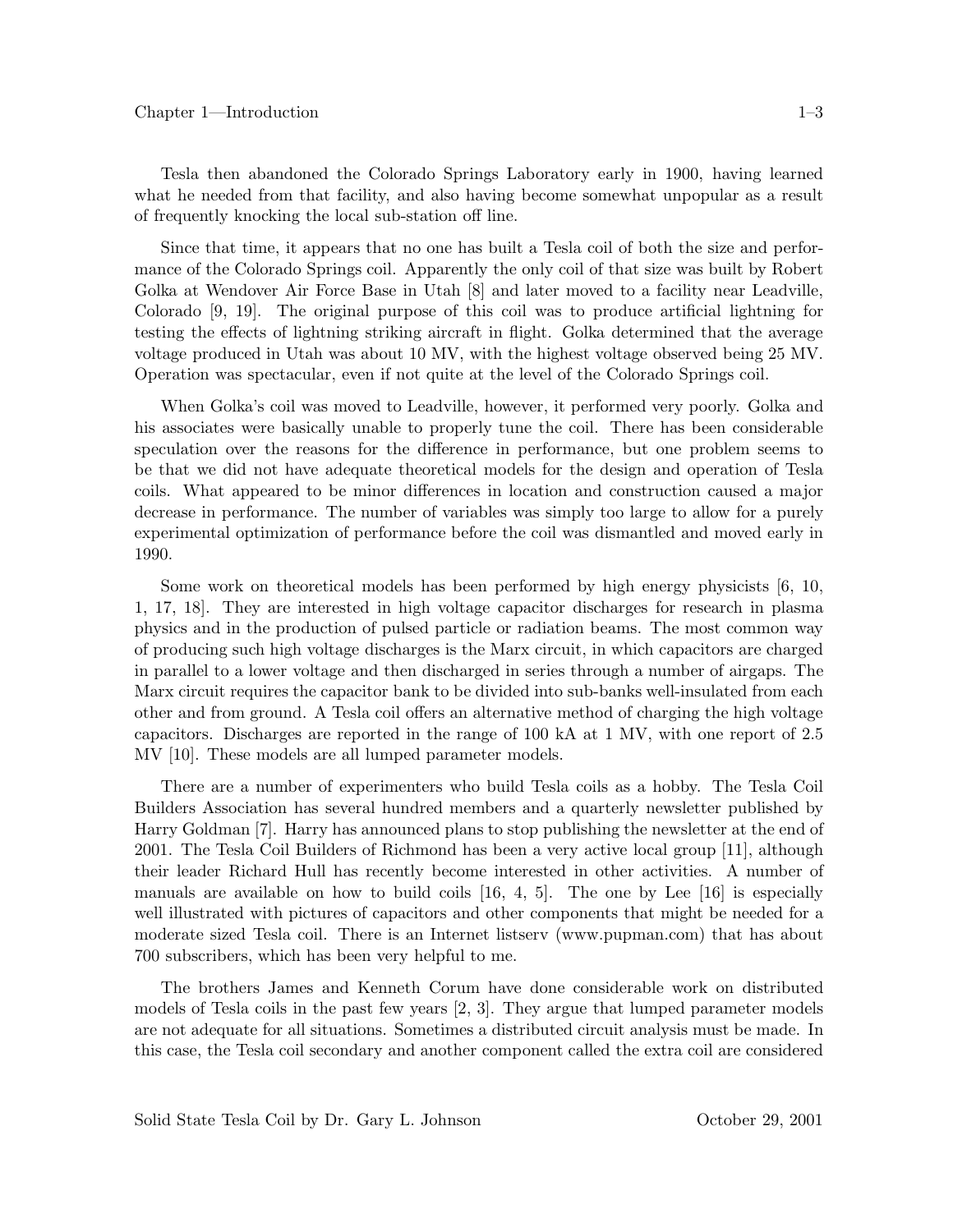Tesla then abandoned the Colorado Springs Laboratory early in 1900, having learned what he needed from that facility, and also having become somewhat unpopular as a result of frequently knocking the local sub-station off line.

Since that time, it appears that no one has built a Tesla coil of both the size and performance of the Colorado Springs coil. Apparently the only coil of that size was built by Robert Golka at Wendover Air Force Base in Utah [8] and later moved to a facility near Leadville, Colorado [9, 19]. The original purpose of this coil was to produce artificial lightning for testing the effects of lightning striking aircraft in flight. Golka determined that the average voltage produced in Utah was about 10 MV, with the highest voltage observed being 25 MV. Operation was spectacular, even if not quite at the level of the Colorado Springs coil.

When Golka's coil was moved to Leadville, however, it performed very poorly. Golka and his associates were basically unable to properly tune the coil. There has been considerable speculation over the reasons for the difference in performance, but one problem seems to be that we did not have adequate theoretical models for the design and operation of Tesla coils. What appeared to be minor differences in location and construction caused a major decrease in performance. The number of variables was simply too large to allow for a purely experimental optimization of performance before the coil was dismantled and moved early in 1990.

Some work on theoretical models has been performed by high energy physicists [6, 10, 1, 17, 18]. They are interested in high voltage capacitor discharges for research in plasma physics and in the production of pulsed particle or radiation beams. The most common way of producing such high voltage discharges is the Marx circuit, in which capacitors are charged in parallel to a lower voltage and then discharged in series through a number of airgaps. The Marx circuit requires the capacitor bank to be divided into sub-banks well-insulated from each other and from ground. A Tesla coil offers an alternative method of charging the high voltage capacitors. Discharges are reported in the range of 100 kA at 1 MV, with one report of 2.5 MV [10]. These models are all lumped parameter models.

There are a number of experimenters who build Tesla coils as a hobby. The Tesla Coil Builders Association has several hundred members and a quarterly newsletter published by Harry Goldman [7]. Harry has announced plans to stop publishing the newsletter at the end of 2001. The Tesla Coil Builders of Richmond has been a very active local group [11], although their leader Richard Hull has recently become interested in other activities. A number of manuals are available on how to build coils [16, 4, 5]. The one by Lee [16] is especially well illustrated with pictures of capacitors and other components that might be needed for a moderate sized Tesla coil. There is an Internet listserv (www.pupman.com) that has about 700 subscribers, which has been very helpful to me.

The brothers James and Kenneth Corum have done considerable work on distributed models of Tesla coils in the past few years [2, 3]. They argue that lumped parameter models are not adequate for all situations. Sometimes a distributed circuit analysis must be made. In this case, the Tesla coil secondary and another component called the extra coil are considered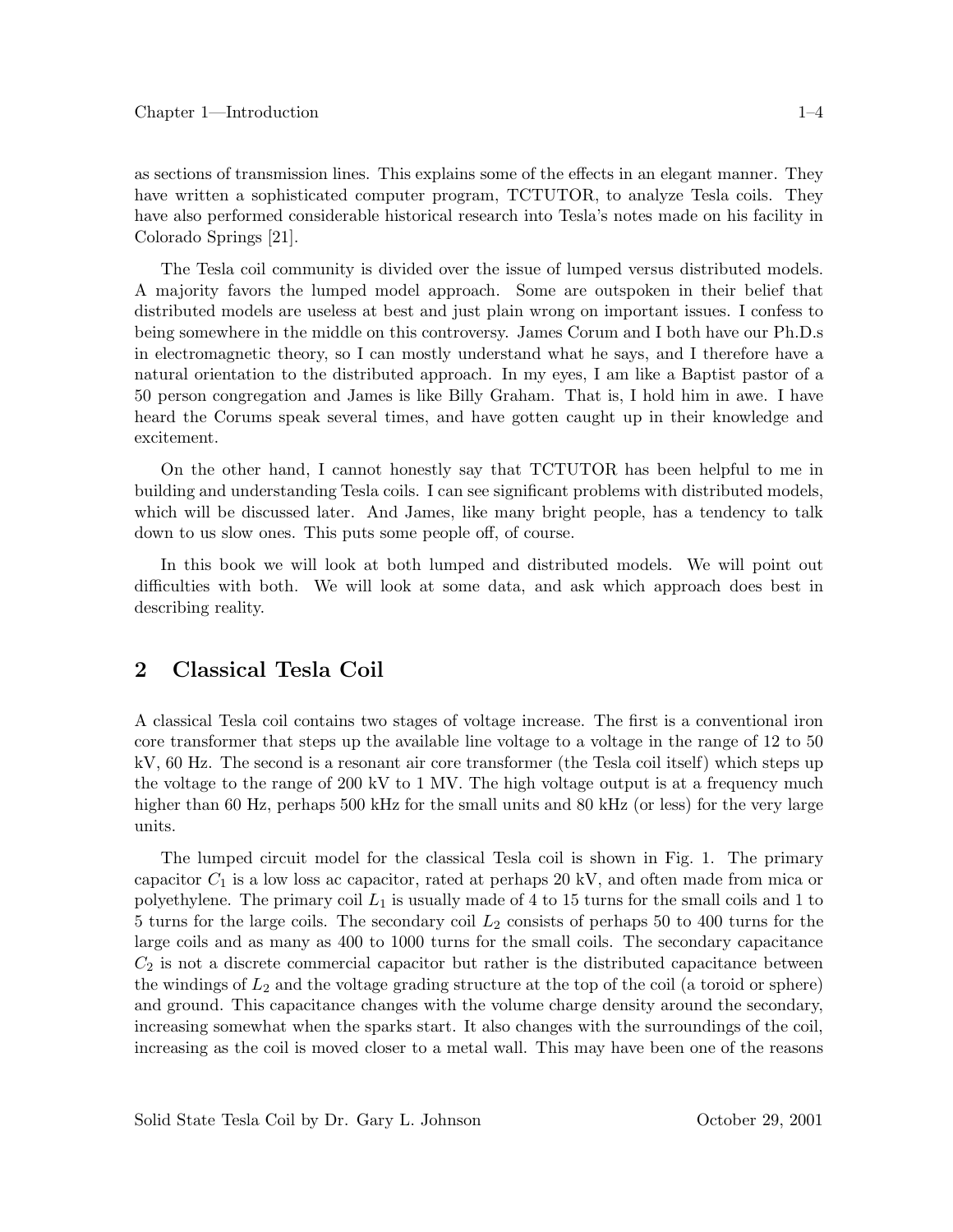as sections of transmission lines. This explains some of the effects in an elegant manner. They have written a sophisticated computer program, TCTUTOR, to analyze Tesla coils. They have also performed considerable historical research into Tesla's notes made on his facility in Colorado Springs [21].

The Tesla coil community is divided over the issue of lumped versus distributed models. A majority favors the lumped model approach. Some are outspoken in their belief that distributed models are useless at best and just plain wrong on important issues. I confess to being somewhere in the middle on this controversy. James Corum and I both have our Ph.D.s in electromagnetic theory, so I can mostly understand what he says, and I therefore have a natural orientation to the distributed approach. In my eyes, I am like a Baptist pastor of a 50 person congregation and James is like Billy Graham. That is, I hold him in awe. I have heard the Corums speak several times, and have gotten caught up in their knowledge and excitement.

On the other hand, I cannot honestly say that TCTUTOR has been helpful to me in building and understanding Tesla coils. I can see significant problems with distributed models, which will be discussed later. And James, like many bright people, has a tendency to talk down to us slow ones. This puts some people off, of course.

In this book we will look at both lumped and distributed models. We will point out difficulties with both. We will look at some data, and ask which approach does best in describing reality.

## 2 Classical Tesla Coil

A classical Tesla coil contains two stages of voltage increase. The first is a conventional iron core transformer that steps up the available line voltage to a voltage in the range of 12 to 50 kV, 60 Hz. The second is a resonant air core transformer (the Tesla coil itself) which steps up the voltage to the range of 200 kV to 1 MV. The high voltage output is at a frequency much higher than 60 Hz, perhaps 500 kHz for the small units and 80 kHz (or less) for the very large units.

The lumped circuit model for the classical Tesla coil is shown in Fig. 1. The primary capacitor $C_1$ is a low loss ac capacitor, rated at perhaps 20 kV, and often made from mica or polyethylene. The primary coil $L_1$ is usually made of 4 to 15 turns for the small coils and 1 to 5 turns for the large coils. The secondary coil $L_2$ consists of perhaps 50 to 400 turns for the large coils and as many as 400 to 1000 turns for the small coils. The secondary capacitance $C_2$ is not a discrete commercial capacitor but rather is the distributed capacitance between the windings of $L_2$ and the voltage grading structure at the top of the coil (a toroid or sphere) and ground. This capacitance changes with the volume charge density around the secondary, increasing somewhat when the sparks start. It also changes with the surroundings of the coil, increasing as the coil is moved closer to a metal wall. This may have been one of the reasons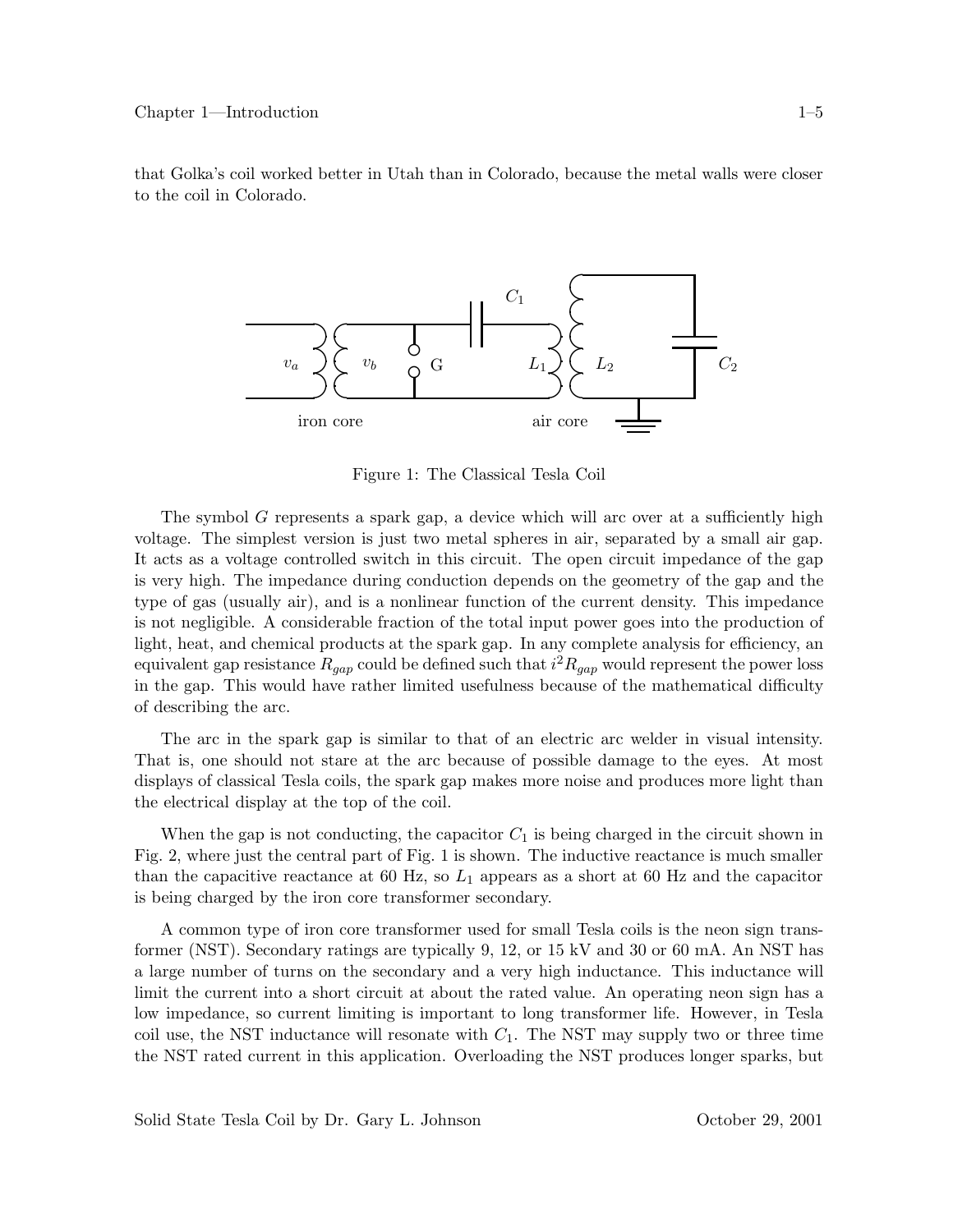that Golka's coil worked better in Utah than in Colorado, because the metal walls were closer to the coil in Colorado.

Figure 1: The Classical Tesla Coil

The symbol $G$ represents a spark gap, a device which will arc over at a sufficiently high voltage. The simplest version is just two metal spheres in air, separated by a small air gap. It acts as a voltage controlled switch in this circuit. The open circuit impedance of the gap is very high. The impedance during conduction depends on the geometry of the gap and the type of gas (usually air), and is a nonlinear function of the current density. This impedance is not negligible. A considerable fraction of the total input power goes into the production of light, heat, and chemical products at the spark gap. In any complete analysis for efficiency, an equivalent gap resistance $R_{gap}$ could be defined such that $i^2R_{gap}$ would represent the power loss in the gap. This would have rather limited usefulness because of the mathematical difficulty of describing the arc.

The arc in the spark gap is similar to that of an electric arc welder in visual intensity. That is, one should not stare at the arc because of possible damage to the eyes. At most displays of classical Tesla coils, the spark gap makes more noise and produces more light than the electrical display at the top of the coil.

When the gap is not conducting, the capacitor $C_1$ is being charged in the circuit shown in Fig. 2, where just the central part of Fig. 1 is shown. The inductive reactance is much smaller than the capacitive reactance at 60 Hz, so $L_1$ appears as a short at 60 Hz and the capacitor is being charged by the iron core transformer secondary.

A common type of iron core transformer used for small Tesla coils is the neon sign transformer (NST). Secondary ratings are typically 9, 12, or 15 kV and 30 or 60 mA. An NST has a large number of turns on the secondary and a very high inductance. This inductance will limit the current into a short circuit at about the rated value. An operating neon sign has a low impedance, so current limiting is important to long transformer life. However, in Tesla coil use, the NST inductance will resonate with $C_1$. The NST may supply two or three time the NST rated current in this application. Overloading the NST produces longer sparks, but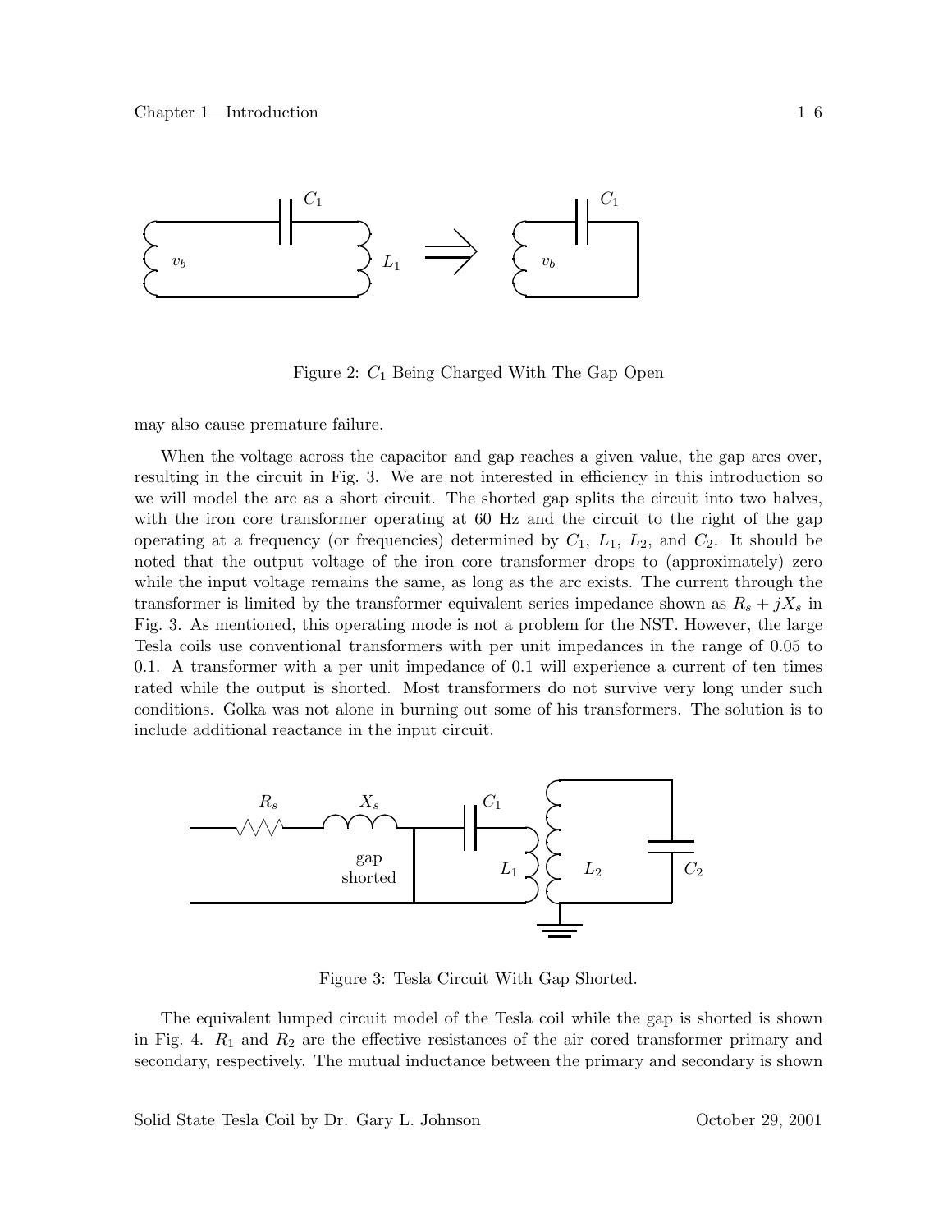Figure 2: $C_1$ Being Charged With The Gap Open

may also cause premature failure.

When the voltage across the capacitor and gap reaches a given value, the gap arcs over, resulting in the circuit in Fig. 3. We are not interested in efficiency in this introduction so we will model the arc as a short circuit. The shorted gap splits the circuit into two halves, with the iron core transformer operating at 60 Hz and the circuit to the right of the gap operating at a frequency (or frequencies) determined by $C_1$, $L_1$, $L_2$, and $C_2$. It should be noted that the output voltage of the iron core transformer drops to (approximately) zero while the input voltage remains the same, as long as the arc exists. The current through the transformer is limited by the transformer equivalent series impedance shown as $R_s + jX_s$ in Fig. 3. As mentioned, this operating mode is not a problem for the NST. However, the large Tesla coils use conventional transformers with per unit impedances in the range of 0.05 to 0.1. A transformer with a per unit impedance of 0.1 will experience a current of ten times rated while the output is shorted. Most transformers do not survive very long under such conditions. Golka was not alone in burning out some of his transformers. The solution is to include additional reactance in the input circuit.

Figure 3: Tesla Circuit With Gap Shorted.

The equivalent lumped circuit model of the Tesla coil while the gap is shorted is shown in Fig. 4. $R_1$ and $R_2$ are the effective resistances of the air cored transformer primary and secondary, respectively. The mutual inductance between the primary and secondary is shown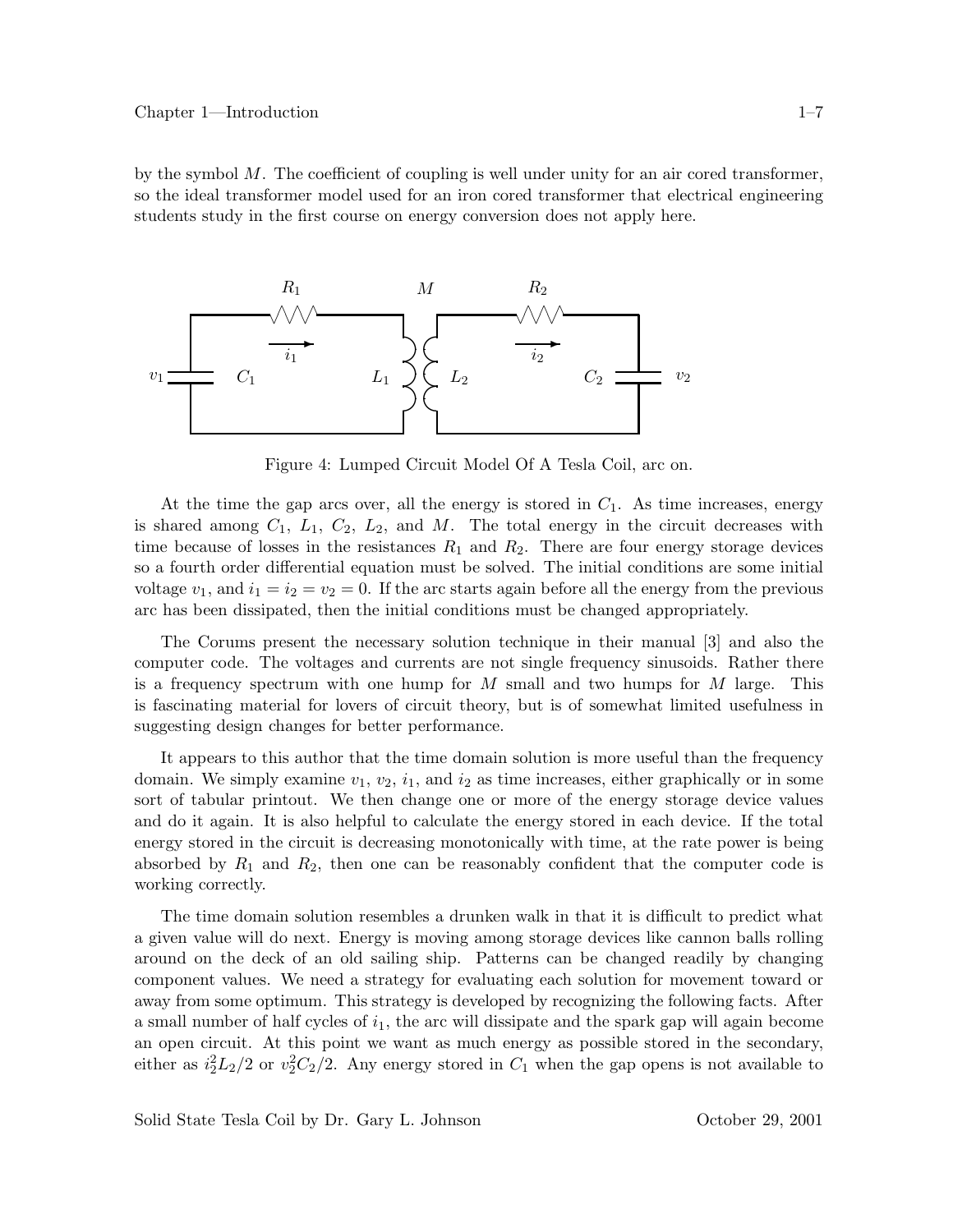by the symbol $M$. The coefficient of coupling is well under unity for an air cored transformer, so the ideal transformer model used for an iron cored transformer that electrical engineering students study in the first course on energy conversion does not apply here.

Figure 4: Lumped Circuit Model Of A Tesla Coil, arc on.

At the time the gap arcs over, all the energy is stored in $C_1$. As time increases, energy is shared among $C_1$, $L_1$, $C_2$, $L_2$, and $M$. The total energy in the circuit decreases with time because of losses in the resistances $R_1$ and $R_2$. There are four energy storage devices so a fourth order differential equation must be solved. The initial conditions are some initial voltage $v_1$, and $i_1 = i_2 = v_2 = 0$. If the arc starts again before all the energy from the previous arc has been dissipated, then the initial conditions must be changed appropriately.

The Corums present the necessary solution technique in their manual [3] and also the computer code. The voltages and currents are not single frequency sinusoids. Rather there is a frequency spectrum with one hump for $M$ small and two humps for $M$ large. This is fascinating material for lovers of circuit theory, but is of somewhat limited usefulness in suggesting design changes for better performance.

It appears to this author that the time domain solution is more useful than the frequency domain. We simply examine $v_1$, $v_2$, $i_1$, and $i_2$ as time increases, either graphically or in some sort of tabular printout. We then change one or more of the energy storage device values and do it again. It is also helpful to calculate the energy stored in each device. If the total energy stored in the circuit is decreasing monotonically with time, at the rate power is being absorbed by $R_1$ and $R_2$, then one can be reasonably confident that the computer code is working correctly.

The time domain solution resembles a drunken walk in that it is difficult to predict what a given value will do next. Energy is moving among storage devices like cannon balls rolling around on the deck of an old sailing ship. Patterns can be changed readily by changing component values. We need a strategy for evaluating each solution for movement toward or away from some optimum. This strategy is developed by recognizing the following facts. After a small number of half cycles of $i_1$, the arc will dissipate and the spark gap will again become an open circuit. At this point we want as much energy as possible stored in the secondary, either as $i_2^2 L_2/2$ or $v_2^2 C_2/2$. Any energy stored in $C_1$ when the gap opens is not available to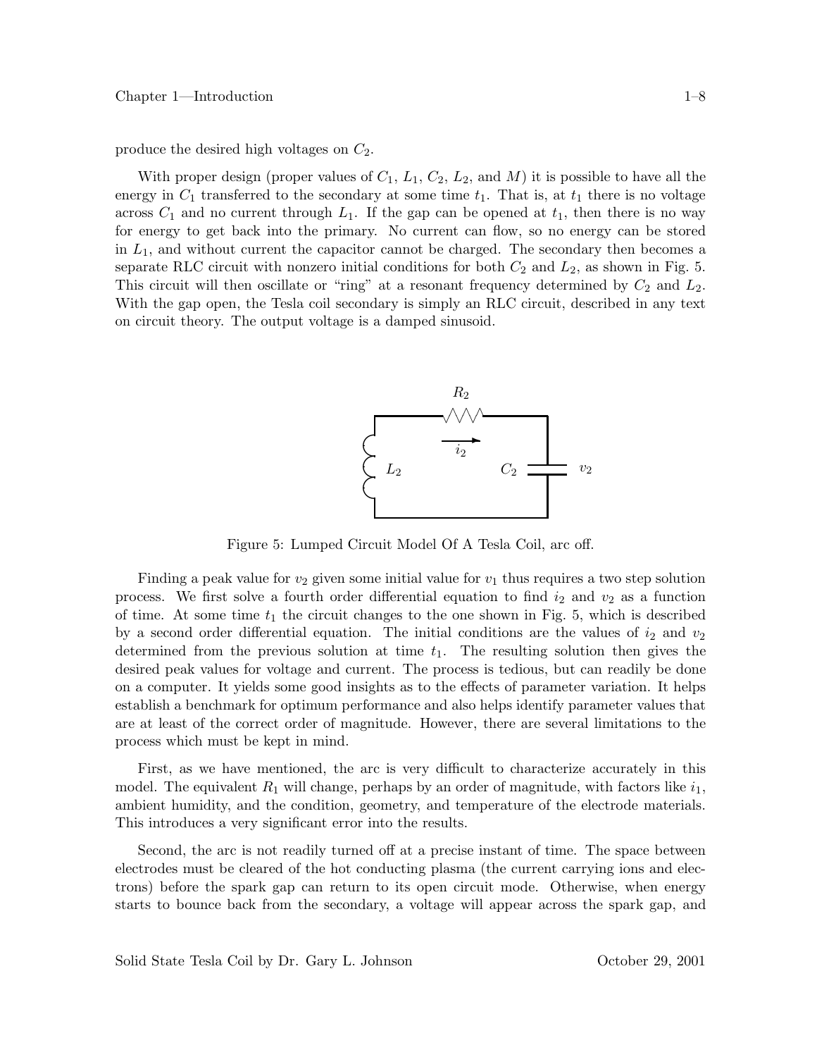produce the desired high voltages on $C_2$.

With proper design (proper values of $C_1$, $L_1$, $C_2$, $L_2$, and $M$) it is possible to have all the energy in $C_1$ transferred to the secondary at some time $t_1$. That is, at $t_1$ there is no voltage across $C_1$ and no current through $L_1$. If the gap can be opened at $t_1$, then there is no way for energy to get back into the primary. No current can flow, so no energy can be stored in $L_1$, and without current the capacitor cannot be charged. The secondary then becomes a separate RLC circuit with nonzero initial conditions for both $C_2$ and $L_2$, as shown in Fig. 5. This circuit will then oscillate or "ring" at a resonant frequency determined by $C_2$ and $L_2$. With the gap open, the Tesla coil secondary is simply an RLC circuit, described in any text on circuit theory. The output voltage is a damped sinusoid.

Figure 5: Lumped Circuit Model Of A Tesla Coil, arc off.

Finding a peak value for $v_2$ given some initial value for $v_1$ thus requires a two step solution process. We first solve a fourth order differential equation to find $i_2$ and $v_2$ as a function of time. At some time $t_1$ the circuit changes to the one shown in Fig. 5, which is described by a second order differential equation. The initial conditions are the values of $i_2$ and $v_2$ determined from the previous solution at time $t_1$. The resulting solution then gives the desired peak values for voltage and current. The process is tedious, but can readily be done on a computer. It yields some good insights as to the effects of parameter variation. It helps establish a benchmark for optimum performance and also helps identify parameter values that are at least of the correct order of magnitude. However, there are several limitations to the process which must be kept in mind.

First, as we have mentioned, the arc is very difficult to characterize accurately in this model. The equivalent $R_1$ will change, perhaps by an order of magnitude, with factors like $i_1$, ambient humidity, and the condition, geometry, and temperature of the electrode materials. This introduces a very significant error into the results.

Second, the arc is not readily turned off at a precise instant of time. The space between electrodes must be cleared of the hot conducting plasma (the current carrying ions and electrons) before the spark gap can return to its open circuit mode. Otherwise, when energy starts to bounce back from the secondary, a voltage will appear across the spark gap, and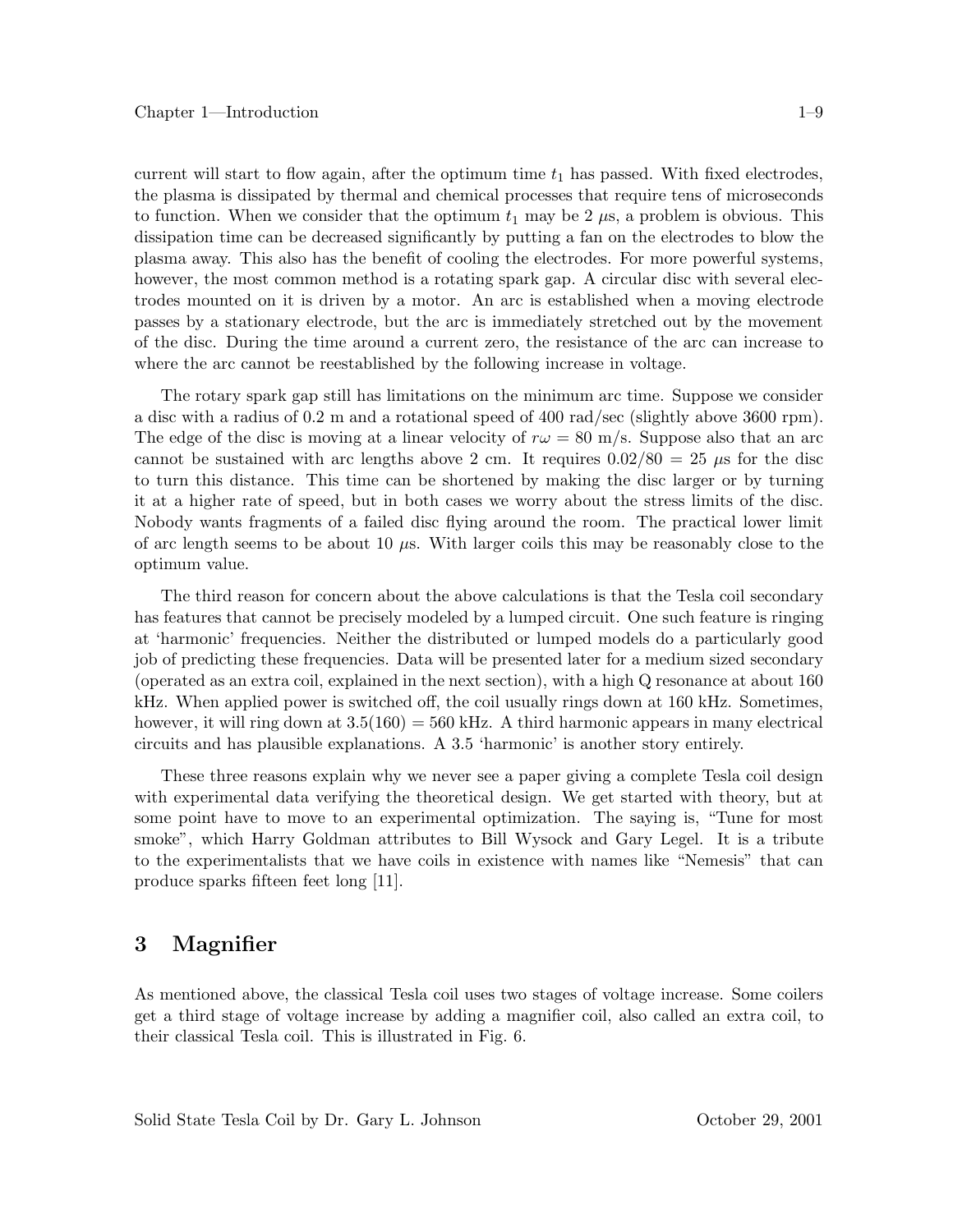current will start to flow again, after the optimum time $t_1$ has passed. With fixed electrodes, the plasma is dissipated by thermal and chemical processes that require tens of microseconds to function. When we consider that the optimum $t_1$ may be 2 $\mu$s, a problem is obvious. This dissipation time can be decreased significantly by putting a fan on the electrodes to blow the plasma away. This also has the benefit of cooling the electrodes. For more powerful systems, however, the most common method is a rotating spark gap. A circular disc with several electrodes mounted on it is driven by a motor. An arc is established when a moving electrode passes by a stationary electrode, but the arc is immediately stretched out by the movement of the disc. During the time around a current zero, the resistance of the arc can increase to where the arc cannot be reestablished by the following increase in voltage.

The rotary spark gap still has limitations on the minimum arc time. Suppose we consider a disc with a radius of 0.2 m and a rotational speed of 400 rad/sec (slightly above 3600 rpm). The edge of the disc is moving at a linear velocity of $r\omega = 80$ m/s. Suppose also that an arc cannot be sustained with arc lengths above 2 cm. It requires $0.02/80 = 25$ $\mu$s for the disc to turn this distance. This time can be shortened by making the disc larger or by turning it at a higher rate of speed, but in both cases we worry about the stress limits of the disc. Nobody wants fragments of a failed disc flying around the room. The practical lower limit of arc length seems to be about 10 $\mu$s. With larger coils this may be reasonably close to the optimum value.

The third reason for concern about the above calculations is that the Tesla coil secondary has features that cannot be precisely modeled by a lumped circuit. One such feature is ringing at 'harmonic' frequencies. Neither the distributed or lumped models do a particularly good job of predicting these frequencies. Data will be presented later for a medium sized secondary (operated as an extra coil, explained in the next section), with a high Q resonance at about 160 kHz. When applied power is switched off, the coil usually rings down at 160 kHz. Sometimes, however, it will ring down at $3.5(160) = 560$ kHz. A third harmonic appears in many electrical circuits and has plausible explanations. A 3.5 'harmonic' is another story entirely.

These three reasons explain why we never see a paper giving a complete Tesla coil design with experimental data verifying the theoretical design. We get started with theory, but at some point have to move to an experimental optimization. The saying is, "Tune for most smoke", which Harry Goldman attributes to Bill Wysock and Gary Legel. It is a tribute to the experimentalists that we have coils in existence with names like "Nemesis" that can produce sparks fifteen feet long [11].

## 3 Magnifier

As mentioned above, the classical Tesla coil uses two stages of voltage increase. Some coilers get a third stage of voltage increase by adding a magnifier coil, also called an extra coil, to their classical Tesla coil. This is illustrated in Fig. 6.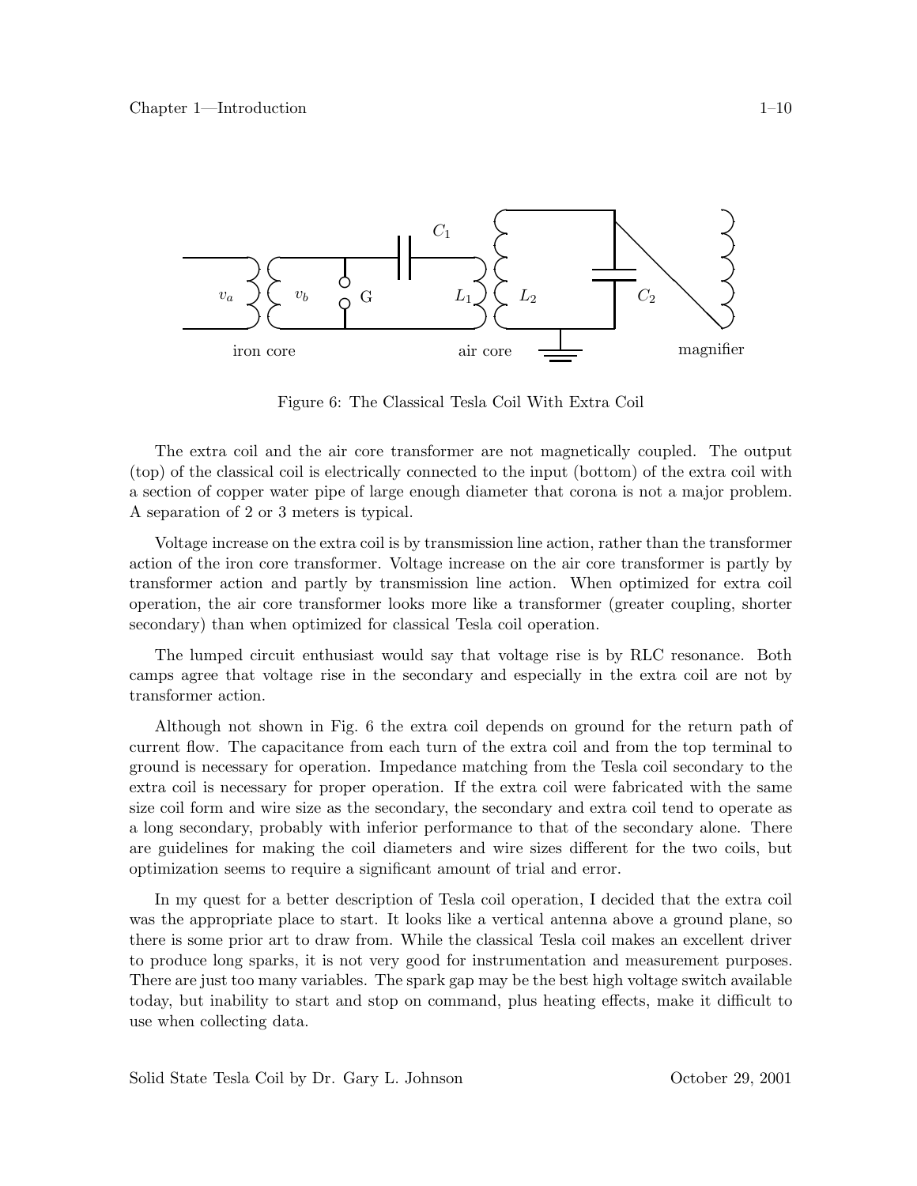Figure 6: The Classical Tesla Coil With Extra Coil

The extra coil and the air core transformer are not magnetically coupled. The output (top) of the classical coil is electrically connected to the input (bottom) of the extra coil with a section of copper water pipe of large enough diameter that corona is not a major problem. A separation of 2 or 3 meters is typical.

Voltage increase on the extra coil is by transmission line action, rather than the transformer action of the iron core transformer. Voltage increase on the air core transformer is partly by transformer action and partly by transmission line action. When optimized for extra coil operation, the air core transformer looks more like a transformer (greater coupling, shorter secondary) than when optimized for classical Tesla coil operation.

The lumped circuit enthusiast would say that voltage rise is by RLC resonance. Both camps agree that voltage rise in the secondary and especially in the extra coil are not by transformer action.

Although not shown in Fig. 6 the extra coil depends on ground for the return path of current flow. The capacitance from each turn of the extra coil and from the top terminal to ground is necessary for operation. Impedance matching from the Tesla coil secondary to the extra coil is necessary for proper operation. If the extra coil were fabricated with the same size coil form and wire size as the secondary, the secondary and extra coil tend to operate as a long secondary, probably with inferior performance to that of the secondary alone. There are guidelines for making the coil diameters and wire sizes different for the two coils, but optimization seems to require a significant amount of trial and error.

In my quest for a better description of Tesla coil operation, I decided that the extra coil was the appropriate place to start. It looks like a vertical antenna above a ground plane, so there is some prior art to draw from. While the classical Tesla coil makes an excellent driver to produce long sparks, it is not very good for instrumentation and measurement purposes. There are just too many variables. The spark gap may be the best high voltage switch available today, but inability to start and stop on command, plus heating effects, make it difficult to use when collecting data.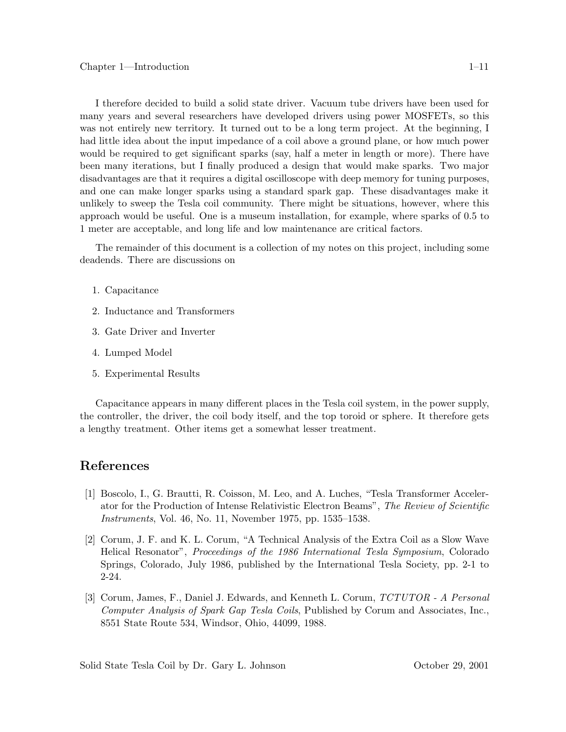I therefore decided to build a solid state driver. Vacuum tube drivers have been used for many years and several researchers have developed drivers using power MOSFETs, so this was not entirely new territory. It turned out to be a long term project. At the beginning, I had little idea about the input impedance of a coil above a ground plane, or how much power would be required to get significant sparks (say, half a meter in length or more). There have been many iterations, but I finally produced a design that would make sparks. Two major disadvantages are that it requires a digital oscilloscope with deep memory for tuning purposes, and one can make longer sparks using a standard spark gap. These disadvantages make it unlikely to sweep the Tesla coil community. There might be situations, however, where this approach would be useful. One is a museum installation, for example, where sparks of 0.5 to 1 meter are acceptable, and long life and low maintenance are critical factors.

The remainder of this document is a collection of my notes on this project, including some deadends. There are discussions on

1. Capacitance
2. Inductance and Transformers
3. Gate Driver and Inverter
4. Lumped Model
5. Experimental Results

Capacitance appears in many different places in the Tesla coil system, in the power supply, the controller, the driver, the coil body itself, and the top toroid or sphere. It therefore gets a lengthy treatment. Other items get a somewhat lesser treatment.

## References

[1] Boscolo, I., G. Brautti, R. Coisson, M. Leo, and A. Luches, "Tesla Transformer Accelerator for the Production of Intense Relativistic Electron Beams", *The Review of Scientific Instruments*, Vol. 46, No. 11, November 1975, pp. 1535–1538.

[2] Corum, J. F. and K. L. Corum, "A Technical Analysis of the Extra Coil as a Slow Wave Helical Resonator", *Proceedings of the 1986 International Tesla Symposium*, Colorado Springs, Colorado, July 1986, published by the International Tesla Society, pp. 2-1 to 2-24.

[3] Corum, James, F., Daniel J. Edwards, and Kenneth L. Corum, *TCTUTOR - A Personal Computer Analysis of Spark Gap Tesla Coils*, Published by Corum and Associates, Inc., 8551 State Route 534, Windsor, Ohio, 44099, 1988.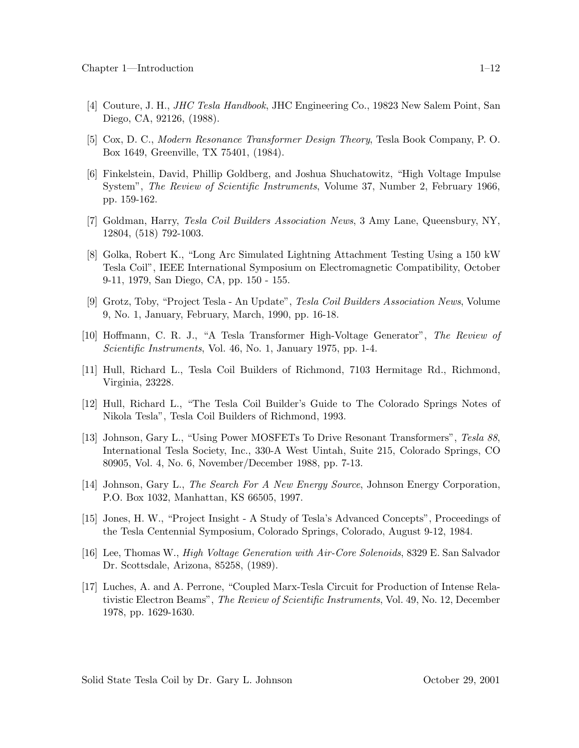[4] Couture, J. H., *JHC Tesla Handbook*, JHC Engineering Co., 19823 New Salem Point, San Diego, CA, 92126, (1988).

[5] Cox, D. C., *Modern Resonance Transformer Design Theory*, Tesla Book Company, P. O. Box 1649, Greenville, TX 75401, (1984).

[6] Finkelstein, David, Phillip Goldberg, and Joshua Shuchatowitz, "High Voltage Impulse System", *The Review of Scientific Instruments*, Volume 37, Number 2, February 1966, pp. 159-162.

[7] Goldman, Harry, *Tesla Coil Builders Association News*, 3 Amy Lane, Queensbury, NY, 12804, (518) 792-1003.

[8] Golka, Robert K., "Long Arc Simulated Lightning Attachment Testing Using a 150 kW Tesla Coil", IEEE International Symposium on Electromagnetic Compatibility, October 9-11, 1979, San Diego, CA, pp. 150 - 155.

[9] Grotz, Toby, "Project Tesla - An Update", *Tesla Coil Builders Association News*, Volume 9, No. 1, January, February, March, 1990, pp. 16-18.

[10] Hoffmann, C. R. J., "A Tesla Transformer High-Voltage Generator", *The Review of Scientific Instruments*, Vol. 46, No. 1, January 1975, pp. 1-4.

[11] Hull, Richard L., Tesla Coil Builders of Richmond, 7103 Hermitage Rd., Richmond, Virginia, 23228.

[12] Hull, Richard L., "The Tesla Coil Builder's Guide to The Colorado Springs Notes of Nikola Tesla", Tesla Coil Builders of Richmond, 1993.

[13] Johnson, Gary L., "Using Power MOSFETs To Drive Resonant Transformers", *Tesla 88*, International Tesla Society, Inc., 330-A West Uintah, Suite 215, Colorado Springs, CO 80905, Vol. 4, No. 6, November/December 1988, pp. 7-13.

[14] Johnson, Gary L., *The Search For A New Energy Source*, Johnson Energy Corporation, P.O. Box 1032, Manhattan, KS 66505, 1997.

[15] Jones, H. W., "Project Insight - A Study of Tesla's Advanced Concepts", Proceedings of the Tesla Centennial Symposium, Colorado Springs, Colorado, August 9-12, 1984.

[16] Lee, Thomas W., *High Voltage Generation with Air-Core Solenoids*, 8329 E. San Salvador Dr. Scottsdale, Arizona, 85258, (1989).

[17] Luches, A. and A. Perrone, "Coupled Marx-Tesla Circuit for Production of Intense Relativistic Electron Beams", *The Review of Scientific Instruments*, Vol. 49, No. 12, December 1978, pp. 1629-1630.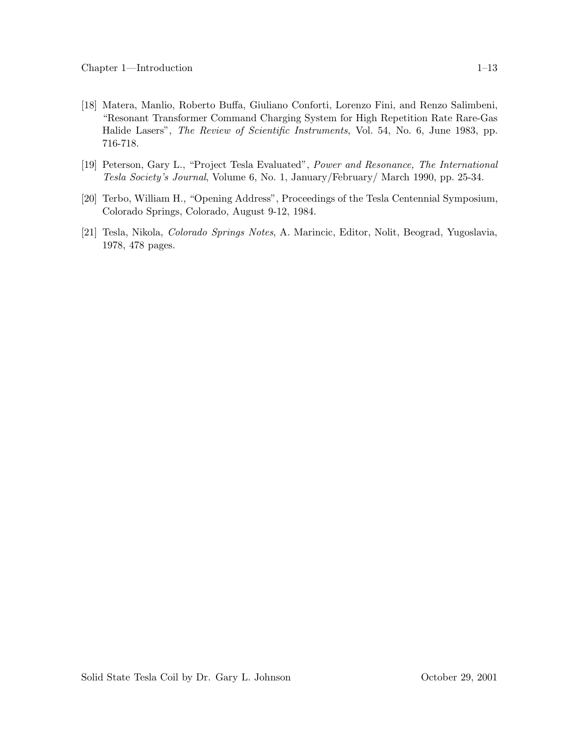[18] Matera, Manlio, Roberto Buffa, Giuliano Conforti, Lorenzo Fini, and Renzo Salimbeni, "Resonant Transformer Command Charging System for High Repetition Rate Rare-Gas Halide Lasers", *The Review of Scientific Instruments*, Vol. 54, No. 6, June 1983, pp. 716-718.

[19] Peterson, Gary L., "Project Tesla Evaluated", *Power and Resonance, The International Tesla Society's Journal*, Volume 6, No. 1, January/February/ March 1990, pp. 25-34.

[20] Terbo, William H., "Opening Address", Proceedings of the Tesla Centennial Symposium, Colorado Springs, Colorado, August 9-12, 1984.

[21] Tesla, Nikola, *Colorado Springs Notes*, A. Marincic, Editor, Nolit, Beograd, Yugoslavia, 1978, 478 pages.